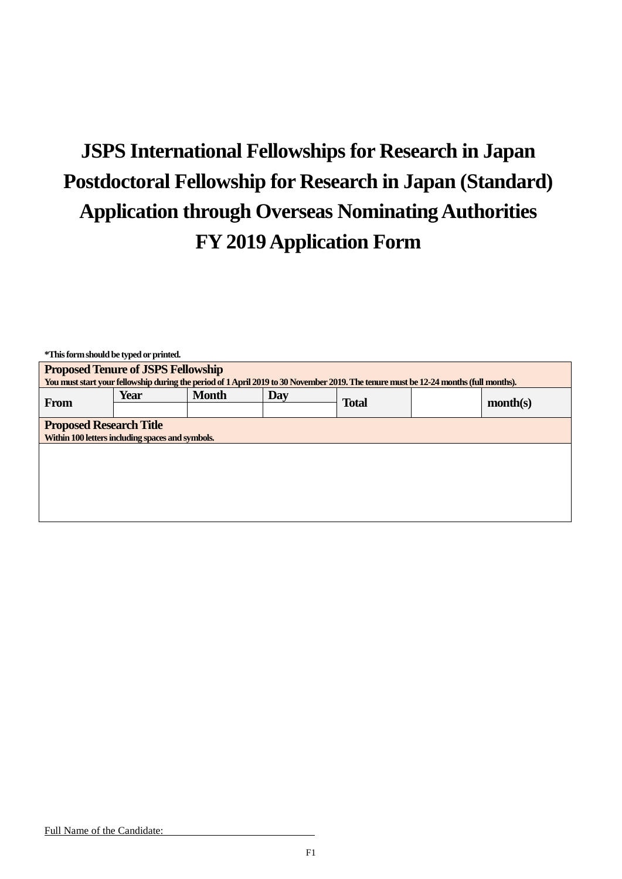# JSPS International Fellowships for Research in Japan
# Postdoctoral Fellowship for Research in Japan (Standard)
# Application through Overseas Nominating Authorities
# FY 2019 Application Form

*This form should be typed or printed.

| **Proposed Tenure of JSPS Fellowship**<br>You must start your fellowship during the period of 1 April 2019 to 30 November 2019. The tenure must be 12-24 months (full months). | | | | | | |
|---|---|---|---|---|---|---|
| **From** | **Year** | **Month** | **Day** | **Total** | | **month(s)** |
| | | | | | | |
| **Proposed Research Title**<br>Within 100 letters including spaces and symbols. | | | | | | |
| | | | | | | |

Full Name of the Candidate: \_\_\_\_\_\_\_\_\_\_\_\_\_\_\_\_\_\_\_\_\_\_\_\_\_\_\_\_

F1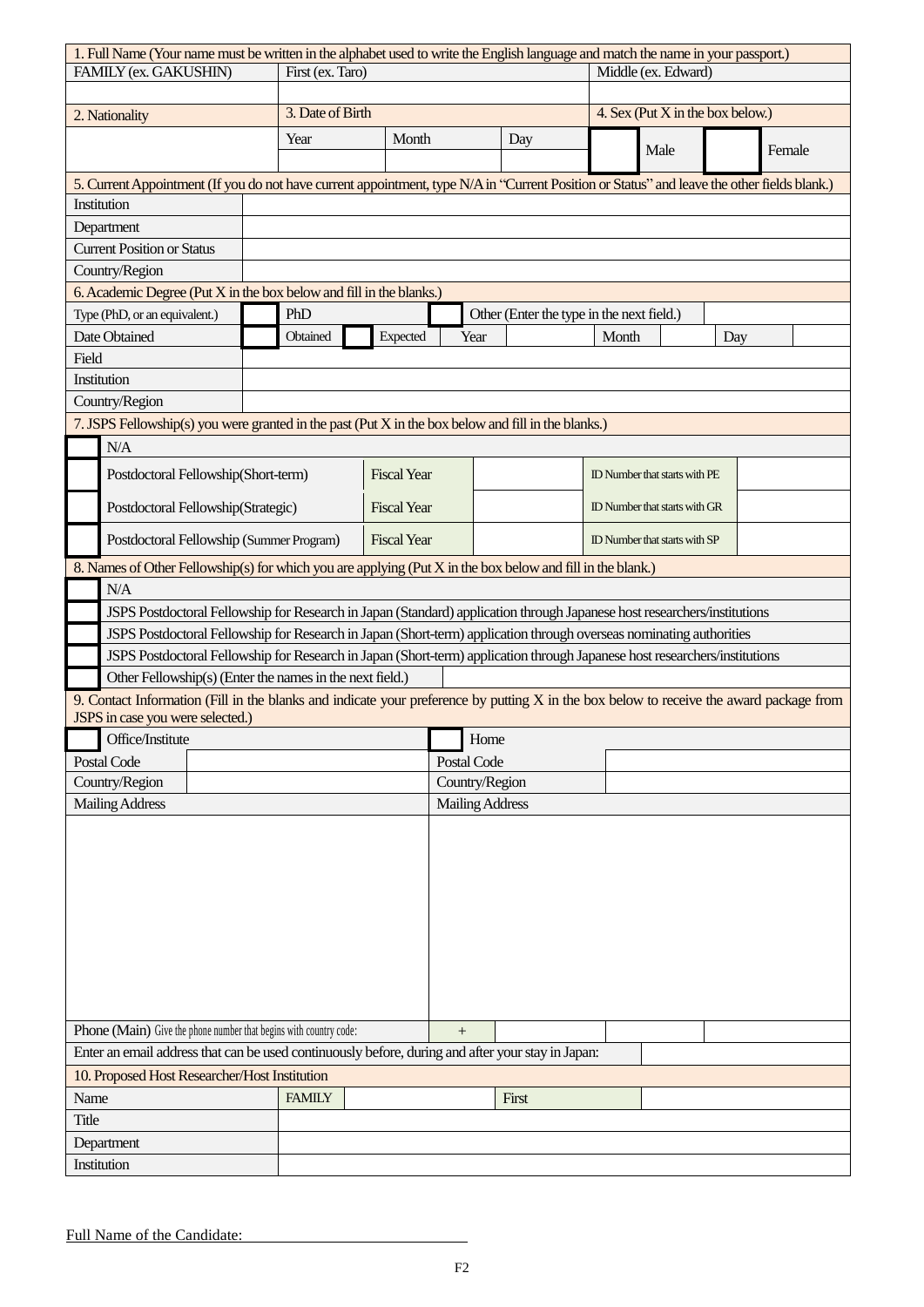| 1. Full Name (Your name must be written in the alphabet used to write the English language and match the name in your passport.) | | |
|---|---|---|
| FAMILY (ex. GAKUSHIN) | First (ex. Taro) | Middle (ex. Edward) |
| | | |

| 2. Nationality | 3. Date of Birth | | | 4. Sex (Put X in the box below.) | | | |
|---|---|---|---|---|---|---|---|
| | Year | Month | Day | ☐ | Male | ☐ | Female |
| | | | | | | | |

| 5. Current Appointment (If you do not have current appointment, type N/A in "Current Position or Status" and leave the other fields blank.) | |
|---|---|
| Institution | |
| Department | |
| Current Position or Status | |
| Country/Region | |

| 6. Academic Degree (Put X in the box below and fill in the blanks.) | | | | | | | | | | |
|---|---|---|---|---|---|---|---|---|---|---|
| Type (PhD, or an equivalent.) | ☐ | PhD | | ☐ | Other (Enter the type in the next field.) | | | | | |
| Date Obtained | ☐ | Obtained | ☐ | Expected | Year | | Month | | Day | |
| Field | | | | | | | | | | |
| Institution | | | | | | | | | | |
| Country/Region | | | | | | | | | | |

| 7. JSPS Fellowship(s) you were granted in the past (Put X in the box below and fill in the blanks.) | | | | | |
|---|---|---|---|---|---|
| ☐ | N/A | | | | |
| ☐ | Postdoctoral Fellowship(Short-term) | Fiscal Year | | ID Number that starts with PE | |
| ☐ | Postdoctoral Fellowship(Strategic) | Fiscal Year | | ID Number that starts with GR | |
| ☐ | Postdoctoral Fellowship (Summer Program) | Fiscal Year | | ID Number that starts with SP | |

| 8. Names of Other Fellowship(s) for which you are applying (Put X in the box below and fill in the blank.) | | |
|---|---|---|
| ☐ | N/A | |
| ☐ | JSPS Postdoctoral Fellowship for Research in Japan (Standard) application through Japanese host researchers/institutions | |
| ☐ | JSPS Postdoctoral Fellowship for Research in Japan (Short-term) application through overseas nominating authorities | |
| ☐ | JSPS Postdoctoral Fellowship for Research in Japan (Short-term) application through Japanese host researchers/institutions | |
| ☐ | Other Fellowship(s) (Enter the names in the next field.) | |

| 9. Contact Information (Fill in the blanks and indicate your preference by putting X in the box below to receive the award package from JSPS in case you were selected.) | | | | | |
|---|---|---|---|---|---|
| ☐ Office/Institute | | ☐ Home | | | |
| Postal Code | | Postal Code | | | |
| Country/Region | | Country/Region | | | |
| Mailing Address | | Mailing Address | | | |
| | | | | | |
| Phone (Main) Give the phone number that begins with country code: | | + | | | |
| Enter an email address that can be used continuously before, during and after your stay in Japan: | | | | | |

| 10. Proposed Host Researcher/Host Institution | | | | |
|---|---|---|---|---|
| Name | FAMILY | | First | |
| Title | | | | |
| Department | | | | |
| Institution | | | | |

Full Name of the Candidate: ______________________________

F2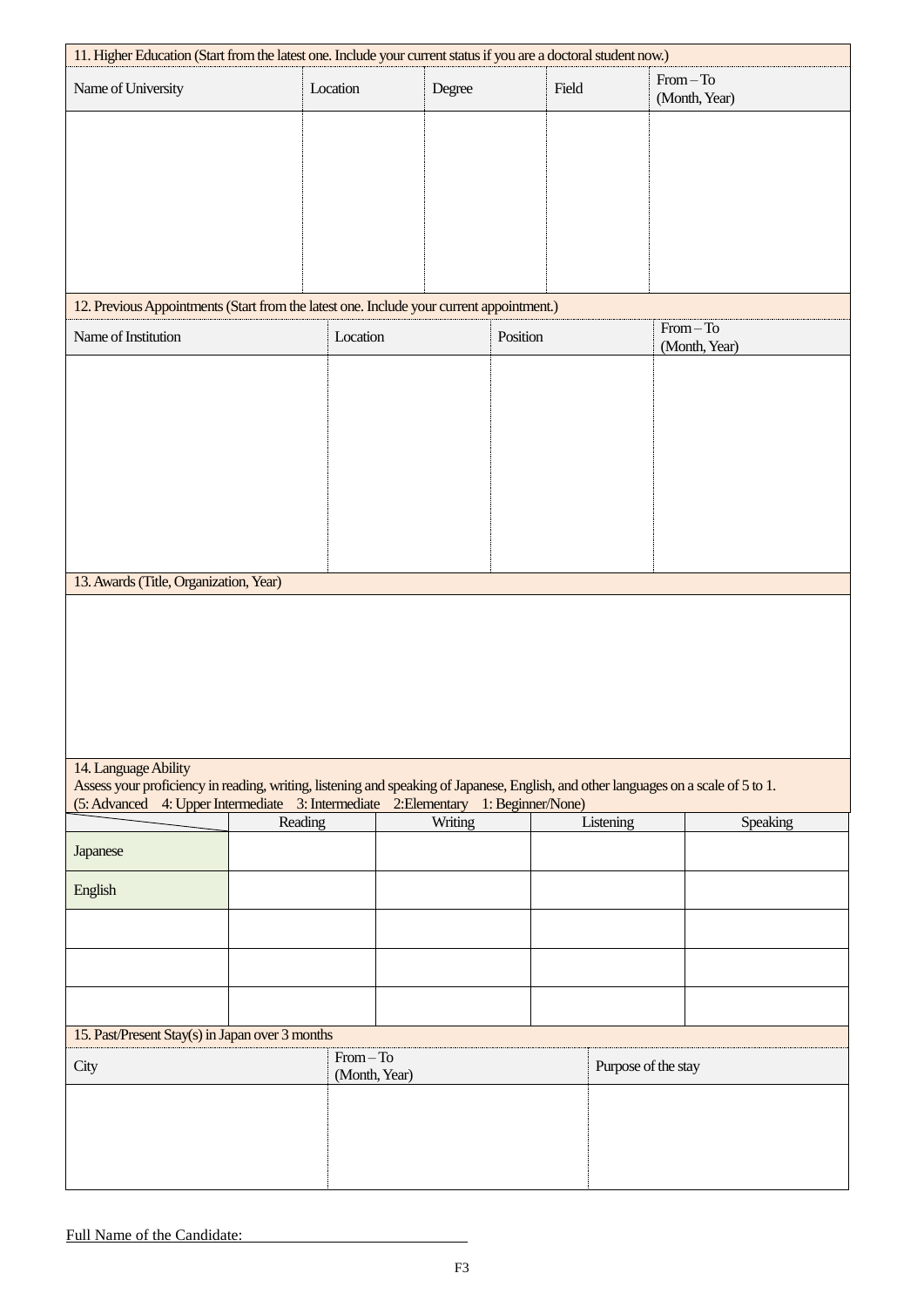## 11. Higher Education (Start from the latest one. Include your current status if you are a doctoral student now.)

| Name of University | Location | Degree | Field | From – To (Month, Year) |
|---|---|---|---|---|
| | | | | |

## 12. Previous Appointments (Start from the latest one. Include your current appointment.)

| Name of Institution | Location | Position | From – To (Month, Year) |
|---|---|---|---|
| | | | |

## 13. Awards (Title, Organization, Year)

## 14. Language Ability

Assess your proficiency in reading, writing, listening and speaking of Japanese, English, and other languages on a scale of 5 to 1.
(5: Advanced 4: Upper Intermediate 3: Intermediate 2:Elementary 1: Beginner/None)

| | Reading | Writing | Listening | Speaking |
|---|---|---|---|---|
| Japanese | | | | |
| English | | | | |
| | | | | |
| | | | | |
| | | | | |

## 15. Past/Present Stay(s) in Japan over 3 months

| City | From – To (Month, Year) | Purpose of the stay |
|---|---|---|
| | | |

Full Name of the Candidate: ____________________________

F3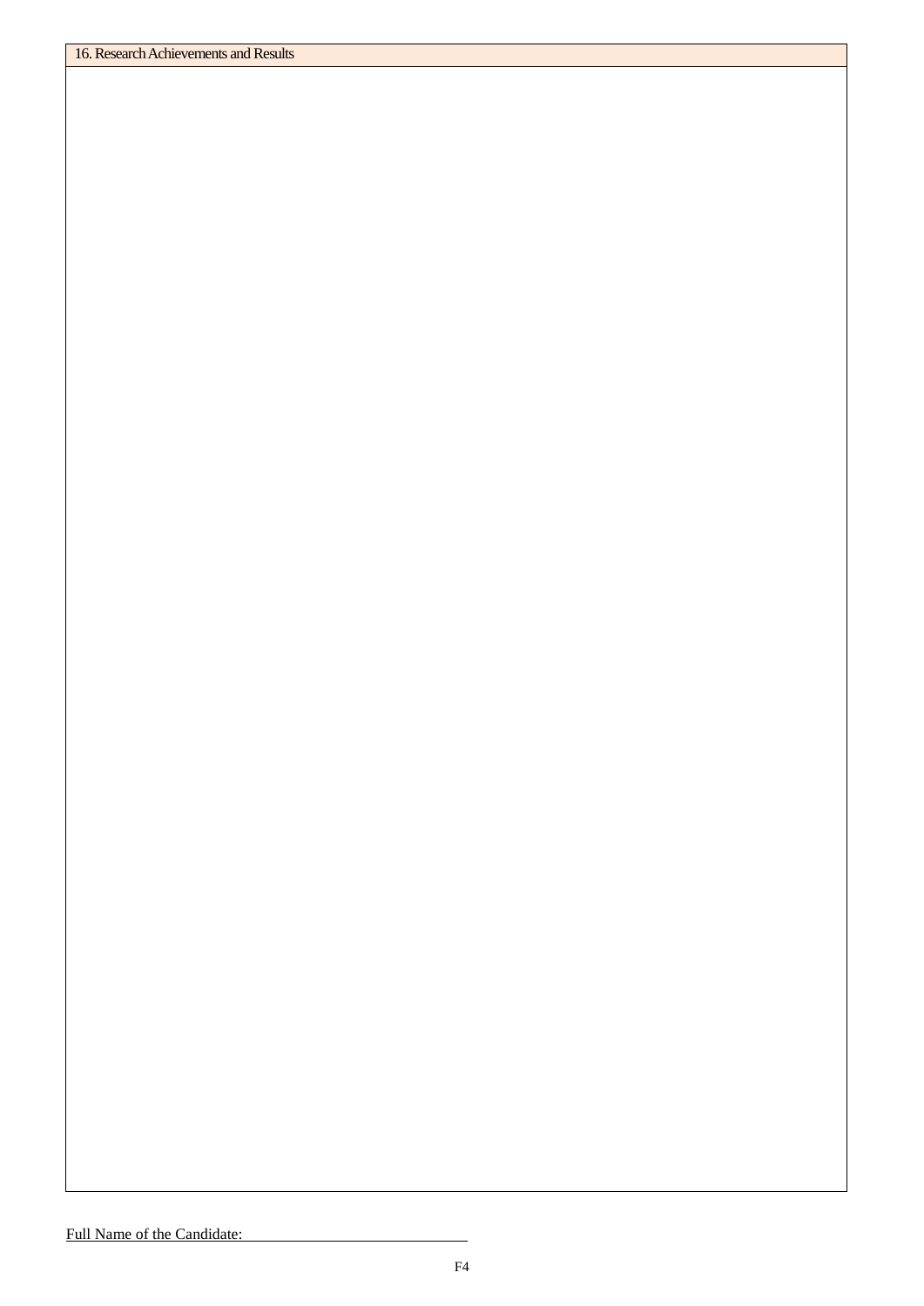| 16. Research Achievements and Results |
| --- |
| |

Full Name of the Candidate: \_\_\_\_\_\_\_\_\_\_\_\_\_\_\_\_\_\_\_\_\_\_\_\_\_\_\_\_

F4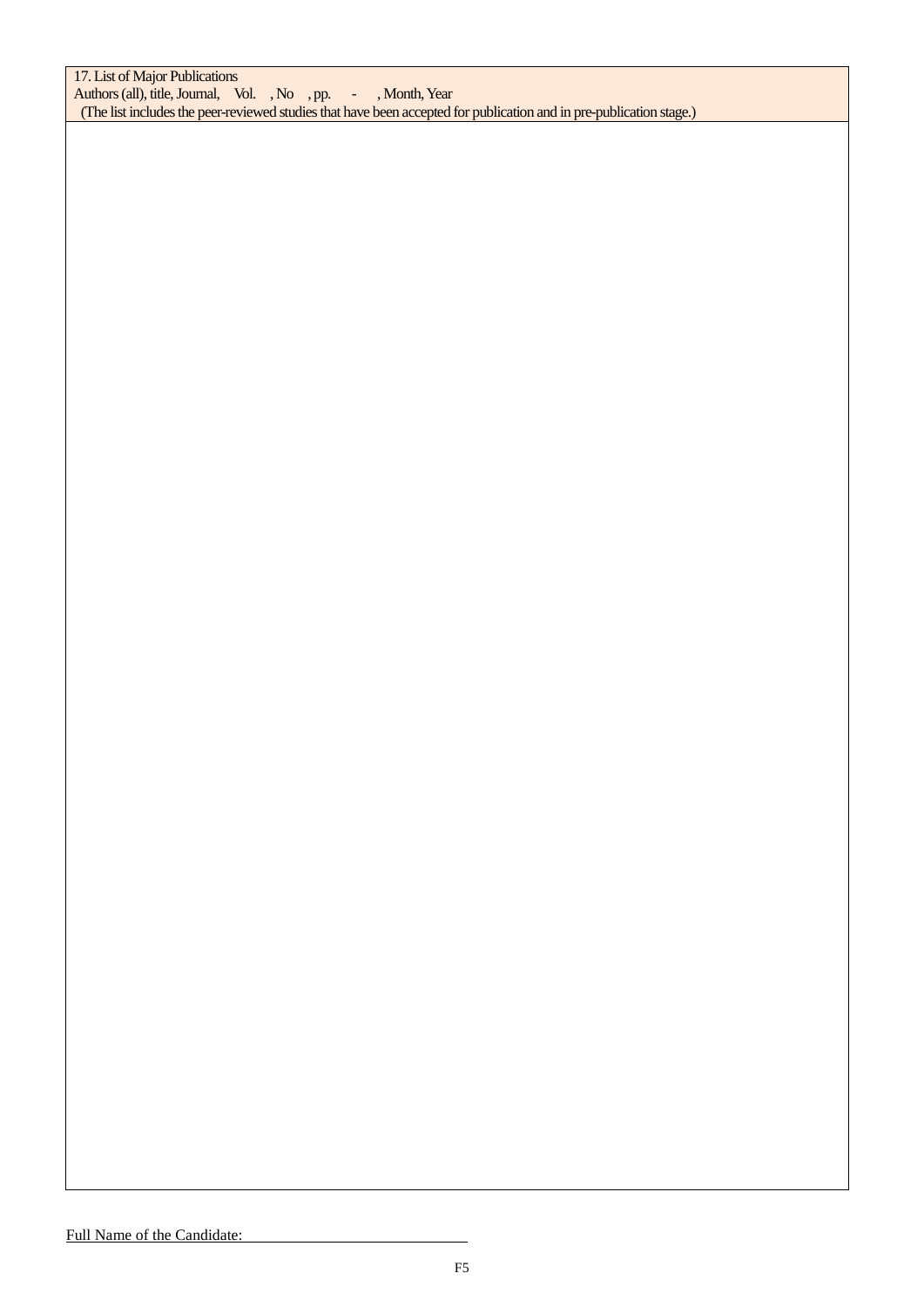| 17. List of Major Publications<br>Authors (all), title, Journal, Vol. , No , pp. - , Month, Year<br>(The list includes the peer-reviewed studies that have been accepted for publication and in pre-publication stage.) |
| --- |
| |

Full Name of the Candidate: ____________________________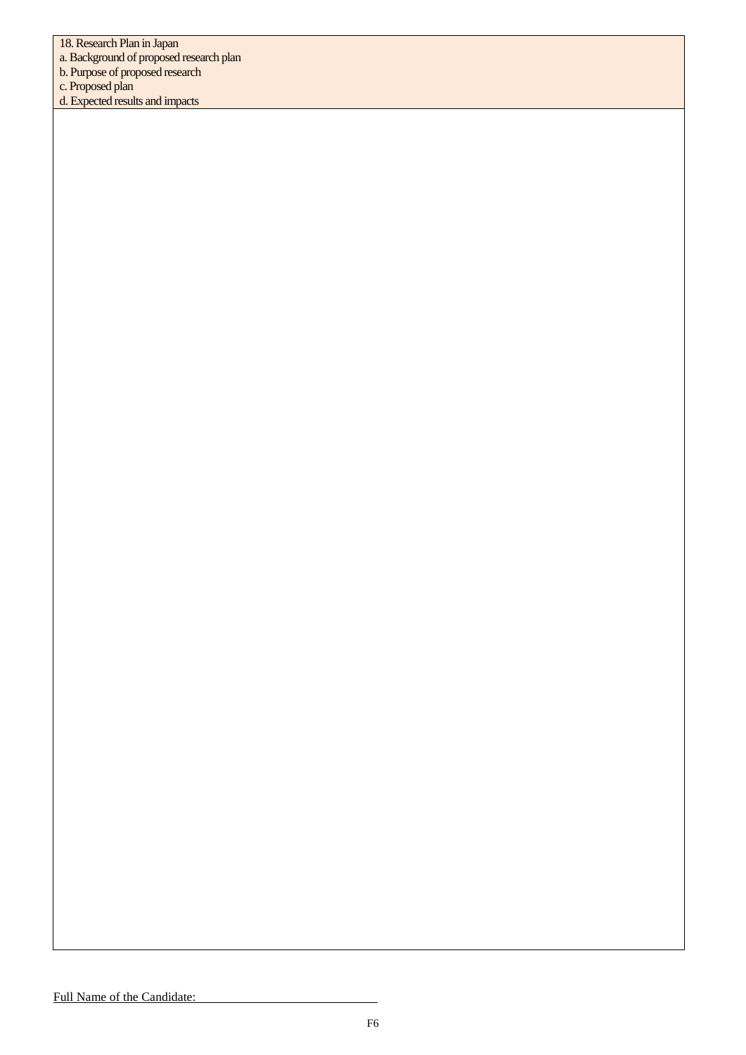| 18. Research Plan in Japan<br>a. Background of proposed research plan<br>b. Purpose of proposed research<br>c. Proposed plan<br>d. Expected results and impacts |
| --- |
| |

Full Name of the Candidate: \_\_\_\_\_\_\_\_\_\_\_\_\_\_\_\_\_\_\_\_\_\_\_\_\_\_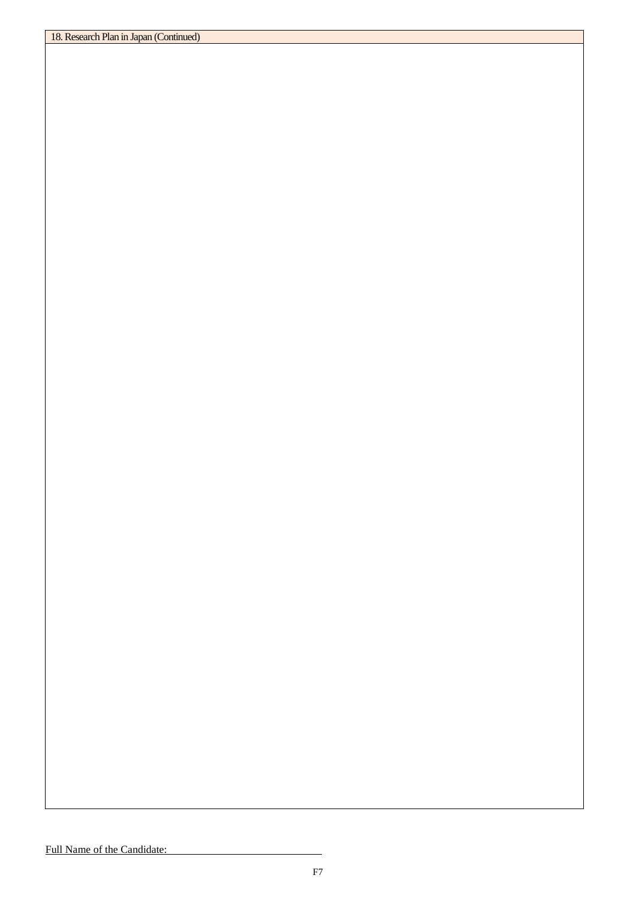| 18. Research Plan in Japan (Continued) |
| --- |
| |

Full Name of the Candidate: ______________________________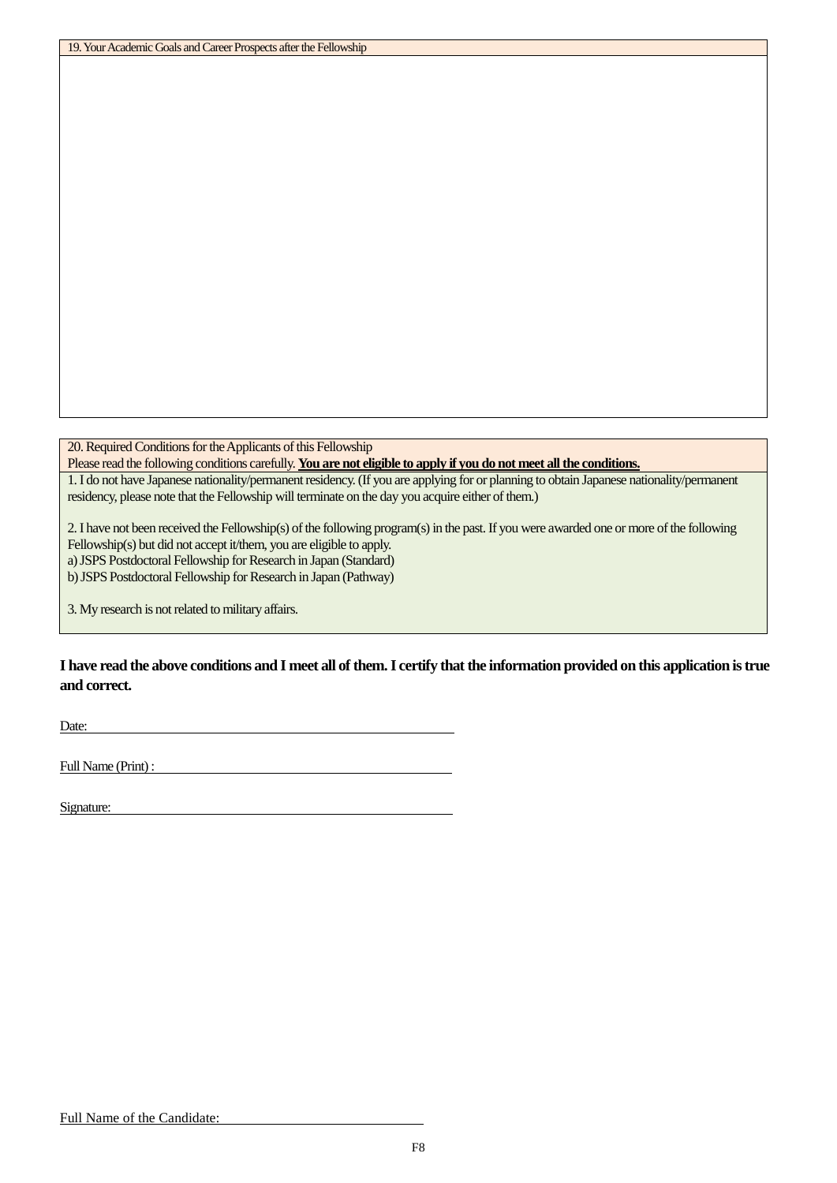| 19. Your Academic Goals and Career Prospects after the Fellowship |
| --- |
| |

| 20. Required Conditions for the Applicants of this Fellowship<br>Please read the following conditions carefully. **<u>You are not eligible to apply if you do not meet all the conditions.</u>** |
| --- |
| 1. I do not have Japanese nationality/permanent residency. (If you are applying for or planning to obtain Japanese nationality/permanent residency, please note that the Fellowship will terminate on the day you acquire either of them.)<br><br>2. I have not been received the Fellowship(s) of the following program(s) in the past. If you were awarded one or more of the following Fellowship(s) but did not accept it/them, you are eligible to apply.<br>a) JSPS Postdoctoral Fellowship for Research in Japan (Standard)<br>b) JSPS Postdoctoral Fellowship for Research in Japan (Pathway)<br><br>3. My research is not related to military affairs. |

**I have read the above conditions and I meet all of them. I certify that the information provided on this application is true and correct.**

Date: ______________________________

Full Name (Print) : ______________________________

Signature: ______________________________

Full Name of the Candidate: ______________________________